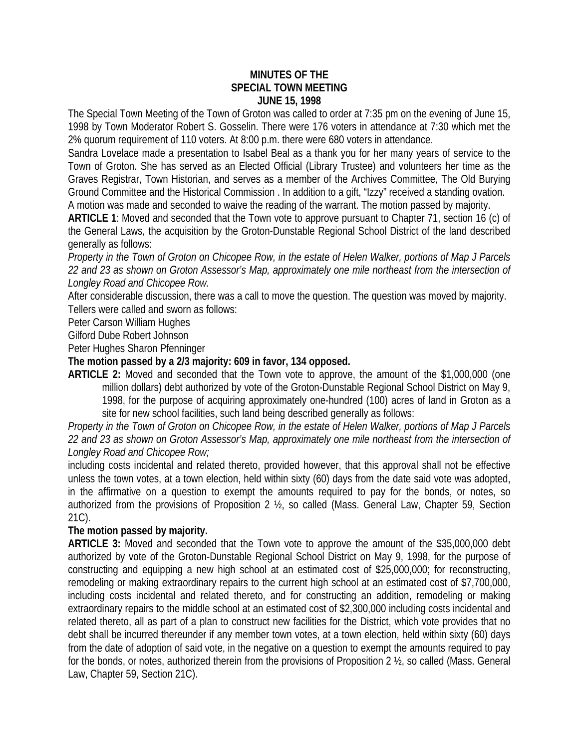# MINUTES OF THE
# SPECIAL TOWN MEETING
# JUNE 15, 1998

The Special Town Meeting of the Town of Groton was called to order at 7:35 pm on the evening of June 15, 1998 by Town Moderator Robert S. Gosselin. There were 176 voters in attendance at 7:30 which met the 2% quorum requirement of 110 voters. At 8:00 p.m. there were 680 voters in attendance.

Sandra Lovelace made a presentation to Isabel Beal as a thank you for her many years of service to the Town of Groton. She has served as an Elected Official (Library Trustee) and volunteers her time as the Graves Registrar, Town Historian, and serves as a member of the Archives Committee, The Old Burying Ground Committee and the Historical Commission . In addition to a gift, "Izzy" received a standing ovation.

A motion was made and seconded to waive the reading of the warrant. The motion passed by majority.

**ARTICLE 1**: Moved and seconded that the Town vote to approve pursuant to Chapter 71, section 16 (c) of the General Laws, the acquisition by the Groton-Dunstable Regional School District of the land described generally as follows:

*Property in the Town of Groton on Chicopee Row, in the estate of Helen Walker, portions of Map J Parcels 22 and 23 as shown on Groton Assessor's Map, approximately one mile northeast from the intersection of Longley Road and Chicopee Row.*

After considerable discussion, there was a call to move the question. The question was moved by majority.

Tellers were called and sworn as follows:

Peter Carson William Hughes

Gilford Dube Robert Johnson

Peter Hughes Sharon Pfenninger

**The motion passed by a 2/3 majority: 609 in favor, 134 opposed.**

**ARTICLE 2:** Moved and seconded that the Town vote to approve, the amount of the $1,000,000 (one million dollars) debt authorized by vote of the Groton-Dunstable Regional School District on May 9, 1998, for the purpose of acquiring approximately one-hundred (100) acres of land in Groton as a site for new school facilities, such land being described generally as follows:

*Property in the Town of Groton on Chicopee Row, in the estate of Helen Walker, portions of Map J Parcels 22 and 23 as shown on Groton Assessor's Map, approximately one mile northeast from the intersection of Longley Road and Chicopee Row;*

including costs incidental and related thereto, provided however, that this approval shall not be effective unless the town votes, at a town election, held within sixty (60) days from the date said vote was adopted, in the affirmative on a question to exempt the amounts required to pay for the bonds, or notes, so authorized from the provisions of Proposition 2 ½, so called (Mass. General Law, Chapter 59, Section 21C).

**The motion passed by majority.**

**ARTICLE 3:** Moved and seconded that the Town vote to approve the amount of the $35,000,000 debt authorized by vote of the Groton-Dunstable Regional School District on May 9, 1998, for the purpose of constructing and equipping a new high school at an estimated cost of $25,000,000; for reconstructing, remodeling or making extraordinary repairs to the current high school at an estimated cost of $7,700,000, including costs incidental and related thereto, and for constructing an addition, remodeling or making extraordinary repairs to the middle school at an estimated cost of $2,300,000 including costs incidental and related thereto, all as part of a plan to construct new facilities for the District, which vote provides that no debt shall be incurred thereunder if any member town votes, at a town election, held within sixty (60) days from the date of adoption of said vote, in the negative on a question to exempt the amounts required to pay for the bonds, or notes, authorized therein from the provisions of Proposition 2 ½, so called (Mass. General Law, Chapter 59, Section 21C).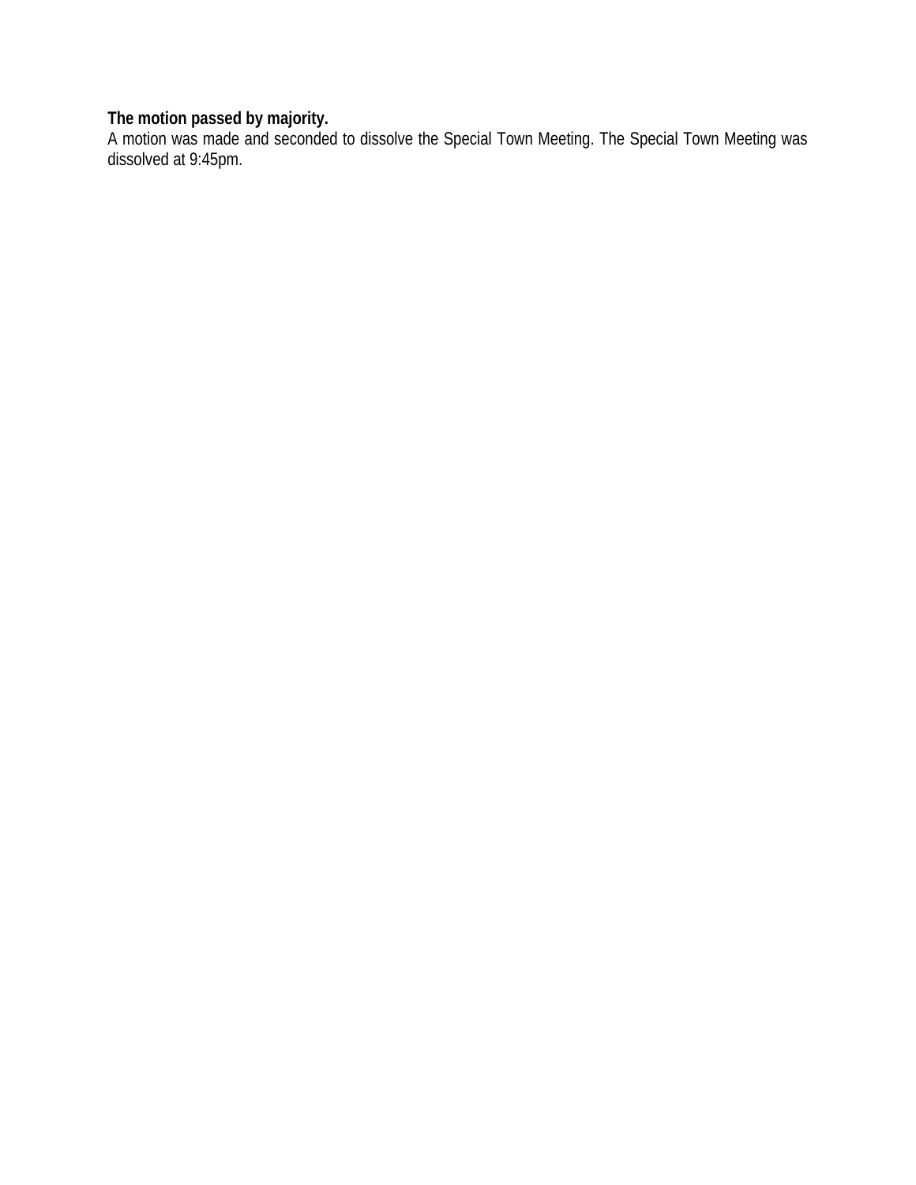**The motion passed by majority.**

A motion was made and seconded to dissolve the Special Town Meeting. The Special Town Meeting was dissolved at 9:45pm.